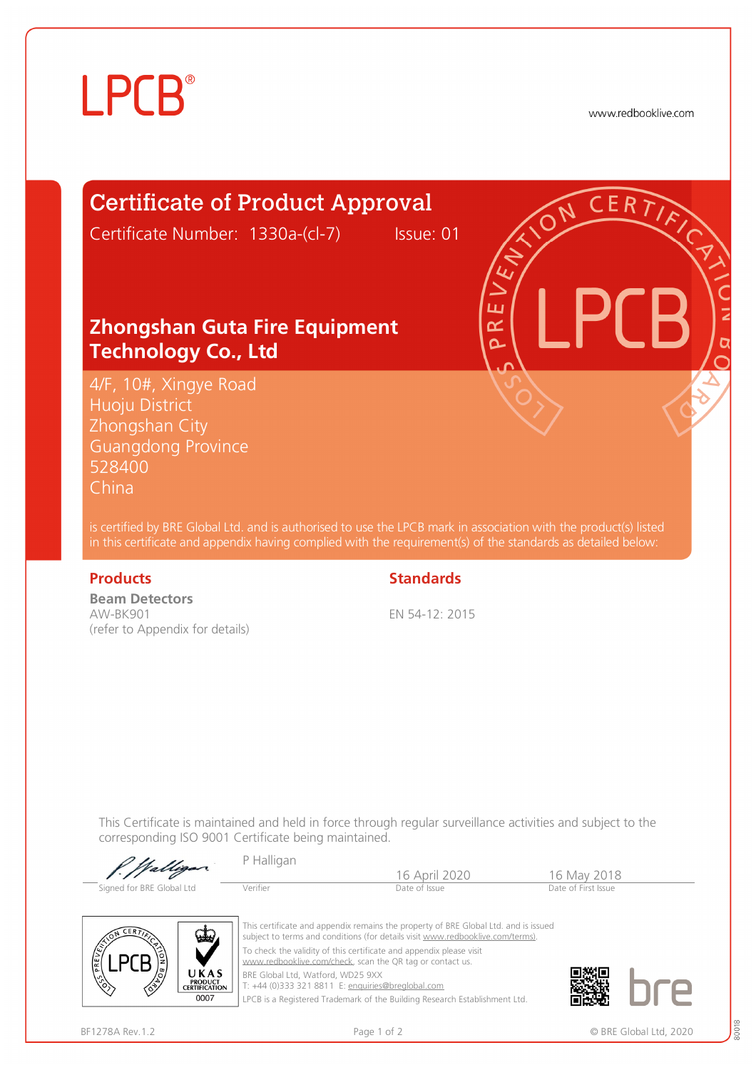LPCB®

www.redbooklive.com

# Certificate of Product Approval

Certificate Number: 1330a-(cl-7) Issue: 01

## Zhongshan Guta Fire Equipment Technology Co., Ltd

4/F, 10#, Xingye Road
Huoju District
Zhongshan City
Guangdong Province
528400
China

is certified by BRE Global Ltd. and is authorised to use the LPCB mark in association with the product(s) listed in this certificate and appendix having complied with the requirement(s) of the standards as detailed below:

### Products

**Beam Detectors**
AW-BK901
(refer to Appendix for details)

### Standards

EN 54-12: 2015

This Certificate is maintained and held in force through regular surveillance activities and subject to the corresponding ISO 9001 Certificate being maintained.

| Signed for BRE Global Ltd | P Halligan<br>Verifier | 16 April 2020<br>Date of Issue | 16 May 2018<br>Date of First Issue |
|---|---|---|---|

UKAS PRODUCT CERTIFICATION 0007

This certificate and appendix remains the property of BRE Global Ltd. and is issued subject to terms and conditions (for details visit www.redbooklive.com/terms).

To check the validity of this certificate and appendix please visit www.redbooklive.com/check, scan the QR tag or contact us.

BRE Global Ltd, Watford, WD25 9XX
T: +44 (0)333 321 8811 E: enquiries@breglobal.com

LPCB is a Registered Trademark of the Building Research Establishment Ltd.

BF1278A Rev.1.2

© BRE Global Ltd, 2020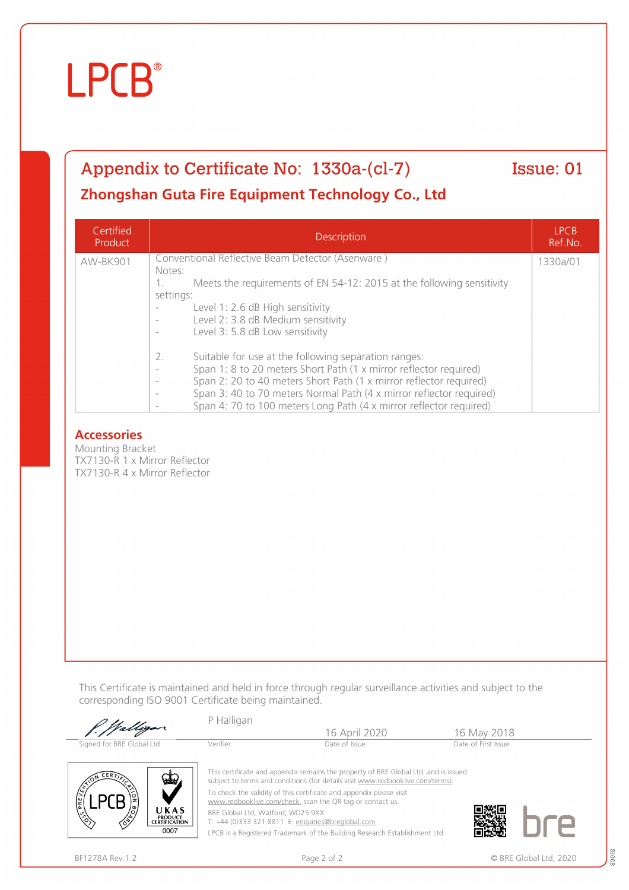LPCB®

## Appendix to Certificate No: 1330a-(cl-7) Issue: 01

### Zhongshan Guta Fire Equipment Technology Co., Ltd

| Certified Product | Description | LPCB Ref.No. |
|---|---|---|
| AW-BK901 | Conventional Reflective Beam Detector (Asenware )<br>Notes:<br>1. Meets the requirements of EN 54-12: 2015 at the following sensitivity settings:<br>- Level 1: 2.6 dB High sensitivity<br>- Level 2: 3.8 dB Medium sensitivity<br>- Level 3: 5.8 dB Low sensitivity<br><br>2. Suitable for use at the following separation ranges:<br>- Span 1: 8 to 20 meters Short Path (1 x mirror reflector required)<br>- Span 2: 20 to 40 meters Short Path (1 x mirror reflector required)<br>- Span 3: 40 to 70 meters Normal Path (4 x mirror reflector required)<br>- Span 4: 70 to 100 meters Long Path (4 x mirror reflector required) | 1330a/01 |

### Accessories

Mounting Bracket
TX7130-R 1 x Mirror Reflector
TX7130-R 4 x Mirror Reflector

This Certificate is maintained and held in force through regular surveillance activities and subject to the corresponding ISO 9001 Certificate being maintained.

| Signed for BRE Global Ltd | Verifier | Date of Issue | Date of First Issue |
|---|---|---|---|
| | P Halligan | 16 April 2020 | 16 May 2018 |

This certificate and appendix remains the property of BRE Global Ltd. and is issued subject to terms and conditions (for details visit www.redbooklive.com/terms).

To check the validity of this certificate and appendix please visit www.redbooklive.com/check, scan the QR tag or contact us.

BRE Global Ltd, Watford, WD25 9XX
T: +44 (0)333 321 8811 E: enquiries@breglobal.com

LPCB is a Registered Trademark of the Building Research Establishment Ltd.

UKAS PRODUCT CERTIFICATION 0007

BF1278A Rev.1.2

© BRE Global Ltd, 2020